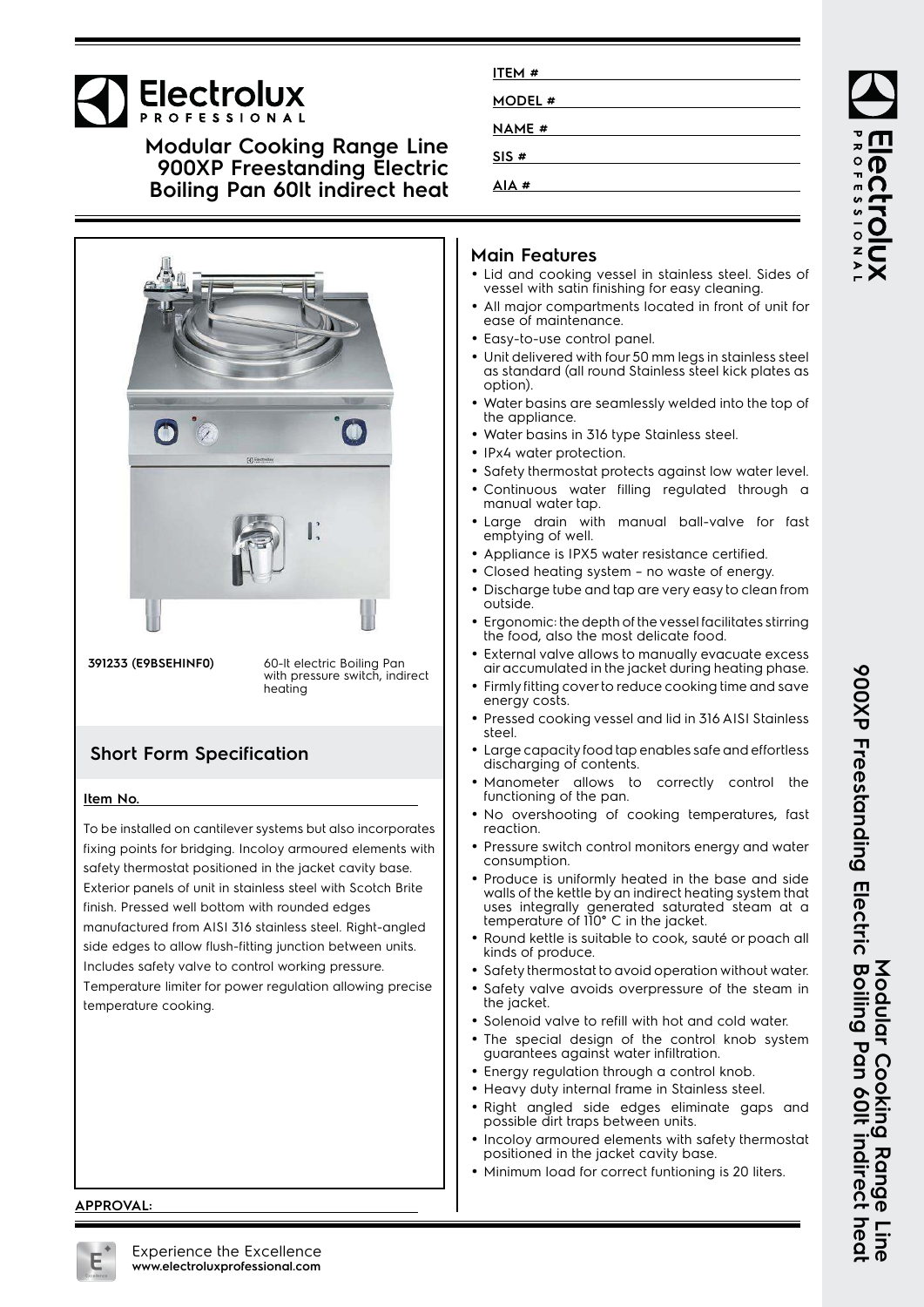# Electrolux PROFESSIONAL

## Modular Cooking Range Line 900XP Freestanding Electric Boiling Pan 60lt indirect heat

ITEM #

MODEL #

NAME #

SIS #

AIA #

**391233 (E9BSEHINF0)** 60-lt electric Boiling Pan with pressure switch, indirect heating

## Short Form Specification

**Item No.**

To be installed on cantilever systems but also incorporates fixing points for bridging. Incoloy armoured elements with safety thermostat positioned in the jacket cavity base. Exterior panels of unit in stainless steel with Scotch Brite finish. Pressed well bottom with rounded edges manufactured from AISI 316 stainless steel. Right-angled side edges to allow flush-fitting junction between units. Includes safety valve to control working pressure. Temperature limiter for power regulation allowing precise temperature cooking.

## Main Features

- Lid and cooking vessel in stainless steel. Sides of vessel with satin finishing for easy cleaning.
- All major compartments located in front of unit for ease of maintenance.
- Easy-to-use control panel.
- Unit delivered with four 50 mm legs in stainless steel as standard (all round Stainless steel kick plates as option).
- Water basins are seamlessly welded into the top of the appliance.
- Water basins in 316 type Stainless steel.
- IPx4 water protection.
- Safety thermostat protects against low water level.
- Continuous water filling regulated through a manual water tap.
- Large drain with manual ball-valve for fast emptying of well.
- Appliance is IPX5 water resistance certified.
- Closed heating system – no waste of energy.
- Discharge tube and tap are very easy to clean from outside.
- Ergonomic: the depth of the vessel facilitates stirring the food, also the most delicate food.
- External valve allows to manually evacuate excess air accumulated in the jacket during heating phase.
- Firmly fitting cover to reduce cooking time and save energy costs.
- Pressed cooking vessel and lid in 316 AISI Stainless steel.
- Large capacity food tap enables safe and effortless discharging of contents.
- Manometer allows to correctly control the functioning of the pan.
- No overshooting of cooking temperatures, fast reaction.
- Pressure switch control monitors energy and water consumption.
- Produce is uniformly heated in the base and side walls of the kettle by an indirect heating system that uses integrally generated saturated steam at a temperature of 110° C in the jacket.
- Round kettle is suitable to cook, sauté or poach all kinds of produce.
- Safety thermostat to avoid operation without water.
- Safety valve avoids overpressure of the steam in the jacket.
- Solenoid valve to refill with hot and cold water.
- The special design of the control knob system guarantees against water infiltration.
- Energy regulation through a control knob.
- Heavy duty internal frame in Stainless steel.
- Right angled side edges eliminate gaps and possible dirt traps between units.
- Incoloy armoured elements with safety thermostat positioned in the jacket cavity base.
- Minimum load for correct funtioning is 20 liters.

**APPROVAL:**

Experience the Excellence
**www.electroluxprofessional.com**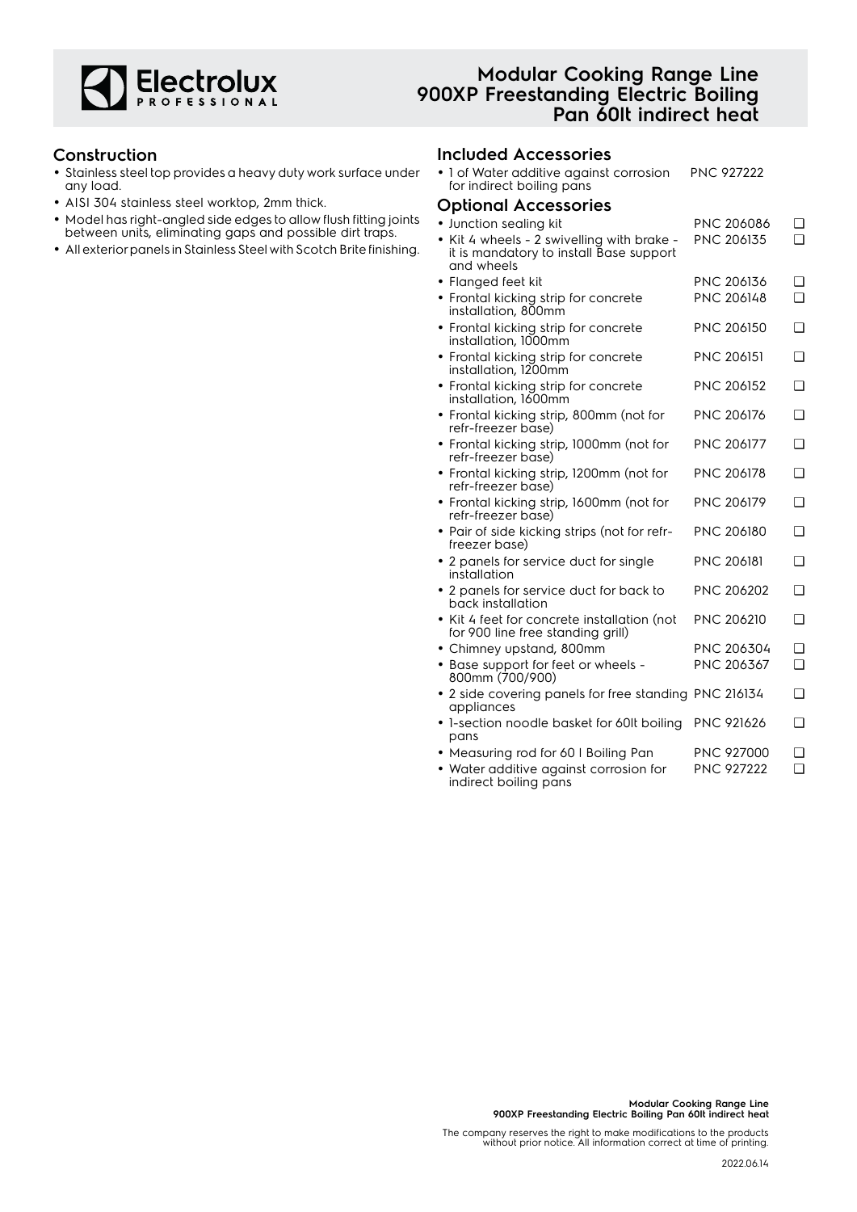# Modular Cooking Range Line 900XP Freestanding Electric Boiling Pan 60lt indirect heat

## Construction

- Stainless steel top provides a heavy duty work surface under any load.
- AISI 304 stainless steel worktop, 2mm thick.
- Model has right-angled side edges to allow flush fitting joints between units, eliminating gaps and possible dirt traps.
- All exterior panels in Stainless Steel with Scotch Brite finishing.

## Included Accessories

- 1 of Water additive against corrosion for indirect boiling pans — PNC 927222

## Optional Accessories

| Accessory | PNC | |
|---|---|---|
| Junction sealing kit | PNC 206086 | ❑ |
| Kit 4 wheels - 2 swivelling with brake - it is mandatory to install Base support and wheels | PNC 206135 | ❑ |
| Flanged feet kit | PNC 206136 | ❑ |
| Frontal kicking strip for concrete installation, 800mm | PNC 206148 | ❑ |
| Frontal kicking strip for concrete installation, 1000mm | PNC 206150 | ❑ |
| Frontal kicking strip for concrete installation, 1200mm | PNC 206151 | ❑ |
| Frontal kicking strip for concrete installation, 1600mm | PNC 206152 | ❑ |
| Frontal kicking strip, 800mm (not for refr-freezer base) | PNC 206176 | ❑ |
| Frontal kicking strip, 1000mm (not for refr-freezer base) | PNC 206177 | ❑ |
| Frontal kicking strip, 1200mm (not for refr-freezer base) | PNC 206178 | ❑ |
| Frontal kicking strip, 1600mm (not for refr-freezer base) | PNC 206179 | ❑ |
| Pair of side kicking strips (not for refr-freezer base) | PNC 206180 | ❑ |
| 2 panels for service duct for single installation | PNC 206181 | ❑ |
| 2 panels for service duct for back to back installation | PNC 206202 | ❑ |
| Kit 4 feet for concrete installation (not for 900 line free standing grill) | PNC 206210 | ❑ |
| Chimney upstand, 800mm | PNC 206304 | ❑ |
| Base support for feet or wheels - 800mm (700/900) | PNC 206367 | ❑ |
| 2 side covering panels for free standing appliances | PNC 216134 | ❑ |
| 1-section noodle basket for 60lt boiling pans | PNC 921626 | ❑ |
| Measuring rod for 60 l Boiling Pan | PNC 927000 | ❑ |
| Water additive against corrosion for indirect boiling pans | PNC 927222 | ❑ |

The company reserves the right to make modifications to the products without prior notice. All information correct at time of printing.

2022.06.14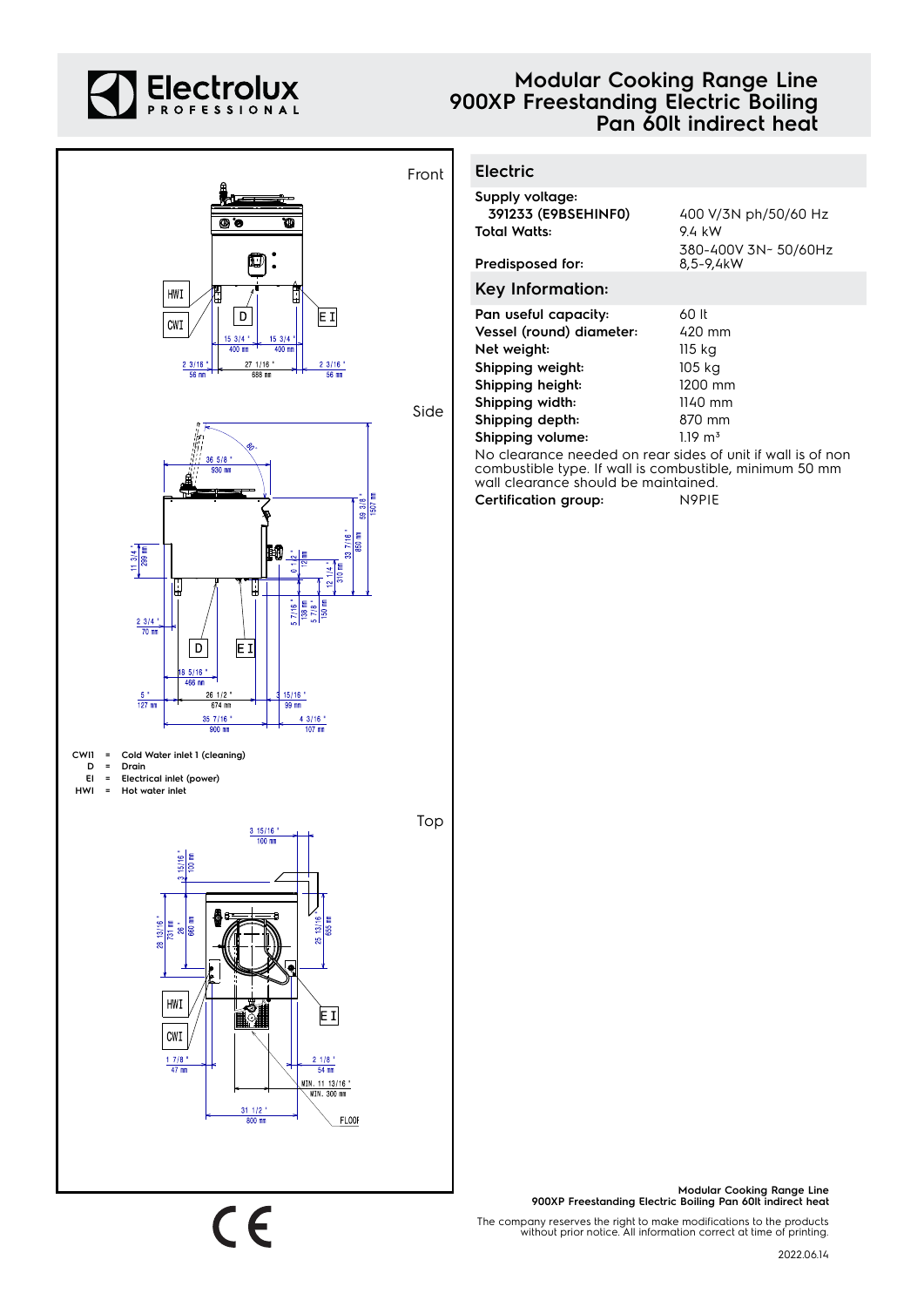# Modular Cooking Range Line
# 900XP Freestanding Electric Boiling Pan 60lt indirect heat

Front

Side

CWI1 = Cold Water inlet 1 (cleaning)
D = Drain
EI = Electrical inlet (power)
HWI = Hot water inlet

Top

## Electric

| | |
|---|---|
| **Supply voltage:** | |
| **391233 (E9BSEHINF0)** | 400 V/3N ph/50/60 Hz |
| **Total Watts:** | 9.4 kW |
| **Predisposed for:** | 380-400V 3N~ 50/60Hz 8,5-9,4kW |

## Key Information:

| | |
|---|---|
| **Pan useful capacity:** | 60 lt |
| **Vessel (round) diameter:** | 420 mm |
| **Net weight:** | 115 kg |
| **Shipping weight:** | 105 kg |
| **Shipping height:** | 1200 mm |
| **Shipping width:** | 1140 mm |
| **Shipping depth:** | 870 mm |
| **Shipping volume:** | 1.19 m³ |

No clearance needed on rear sides of unit if wall is of non combustible type. If wall is combustible, minimum 50 mm wall clearance should be maintained.

| | |
|---|---|
| **Certification group:** | N9PIE |

The company reserves the right to make modifications to the products without prior notice. All information correct at time of printing.

2022.06.14